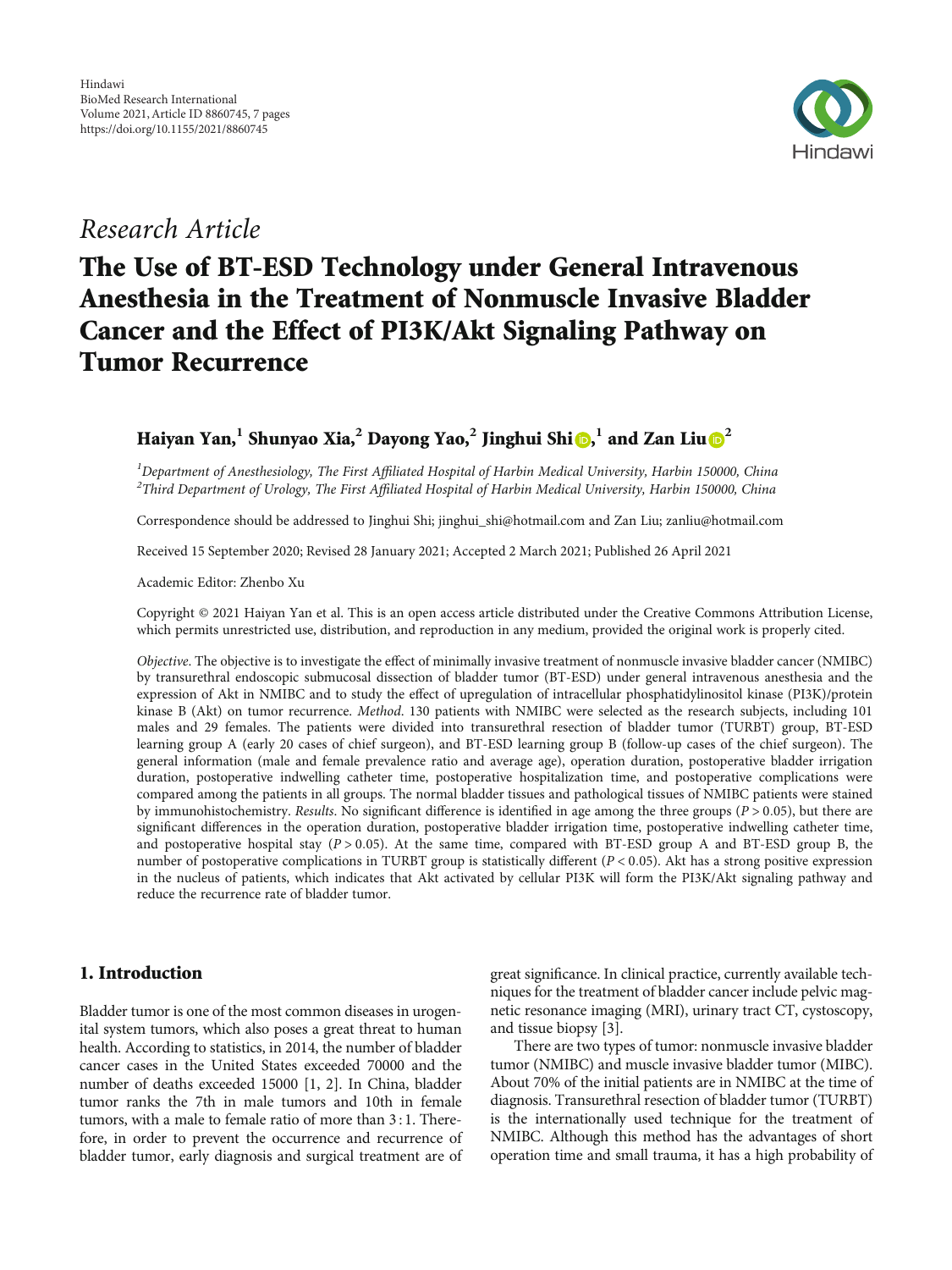Hindawi
BioMed Research International
Volume 2021, Article ID 8860745, 7 pages
https://doi.org/10.1155/2021/8860745

*Research Article*

# The Use of BT-ESD Technology under General Intravenous Anesthesia in the Treatment of Nonmuscle Invasive Bladder Cancer and the Effect of PI3K/Akt Signaling Pathway on Tumor Recurrence

**Haiyan Yan,[1] Shunyao Xia,[2] Dayong Yao,[2] Jinghui Shi,[1] and Zan Liu[2]**

[1]*Department of Anesthesiology, The First Affiliated Hospital of Harbin Medical University, Harbin 150000, China*
[2]*Third Department of Urology, The First Affiliated Hospital of Harbin Medical University, Harbin 150000, China*

Correspondence should be addressed to Jinghui Shi; jinghui_shi@hotmail.com and Zan Liu; zanliu@hotmail.com

Received 15 September 2020; Revised 28 January 2021; Accepted 2 March 2021; Published 26 April 2021

Academic Editor: Zhenbo Xu

Copyright © 2021 Haiyan Yan et al. This is an open access article distributed under the Creative Commons Attribution License, which permits unrestricted use, distribution, and reproduction in any medium, provided the original work is properly cited.

*Objective*. The objective is to investigate the effect of minimally invasive treatment of nonmuscle invasive bladder cancer (NMIBC) by transurethral endoscopic submucosal dissection of bladder tumor (BT-ESD) under general intravenous anesthesia and the expression of Akt in NMIBC and to study the effect of upregulation of intracellular phosphatidylinositol kinase (PI3K)/protein kinase B (Akt) on tumor recurrence. *Method*. 130 patients with NMIBC were selected as the research subjects, including 101 males and 29 females. The patients were divided into transurethral resection of bladder tumor (TURBT) group, BT-ESD learning group A (early 20 cases of chief surgeon), and BT-ESD learning group B (follow-up cases of the chief surgeon). The general information (male and female prevalence ratio and average age), operation duration, postoperative bladder irrigation duration, postoperative indwelling catheter time, postoperative hospitalization time, and postoperative complications were compared among the patients in all groups. The normal bladder tissues and pathological tissues of NMIBC patients were stained by immunohistochemistry. *Results*. No significant difference is identified in age among the three groups ($P > 0.05$), but there are significant differences in the operation duration, postoperative bladder irrigation time, postoperative indwelling catheter time, and postoperative hospital stay ($P > 0.05$). At the same time, compared with BT-ESD group A and BT-ESD group B, the number of postoperative complications in TURBT group is statistically different ($P < 0.05$). Akt has a strong positive expression in the nucleus of patients, which indicates that Akt activated by cellular PI3K will form the PI3K/Akt signaling pathway and reduce the recurrence rate of bladder tumor.

## 1. Introduction

Bladder tumor is one of the most common diseases in urogenital system tumors, which also poses a great threat to human health. According to statistics, in 2014, the number of bladder cancer cases in the United States exceeded 70000 and the number of deaths exceeded 15000 [1, 2]. In China, bladder tumor ranks the 7th in male tumors and 10th in female tumors, with a male to female ratio of more than 3 : 1. Therefore, in order to prevent the occurrence and recurrence of bladder tumor, early diagnosis and surgical treatment are of great significance. In clinical practice, currently available techniques for the treatment of bladder cancer include pelvic magnetic resonance imaging (MRI), urinary tract CT, cystoscopy, and tissue biopsy [3].

There are two types of tumor: nonmuscle invasive bladder tumor (NMIBC) and muscle invasive bladder tumor (MIBC). About 70% of the initial patients are in NMIBC at the time of diagnosis. Transurethral resection of bladder tumor (TURBT) is the internationally used technique for the treatment of NMIBC. Although this method has the advantages of short operation time and small trauma, it has a high probability of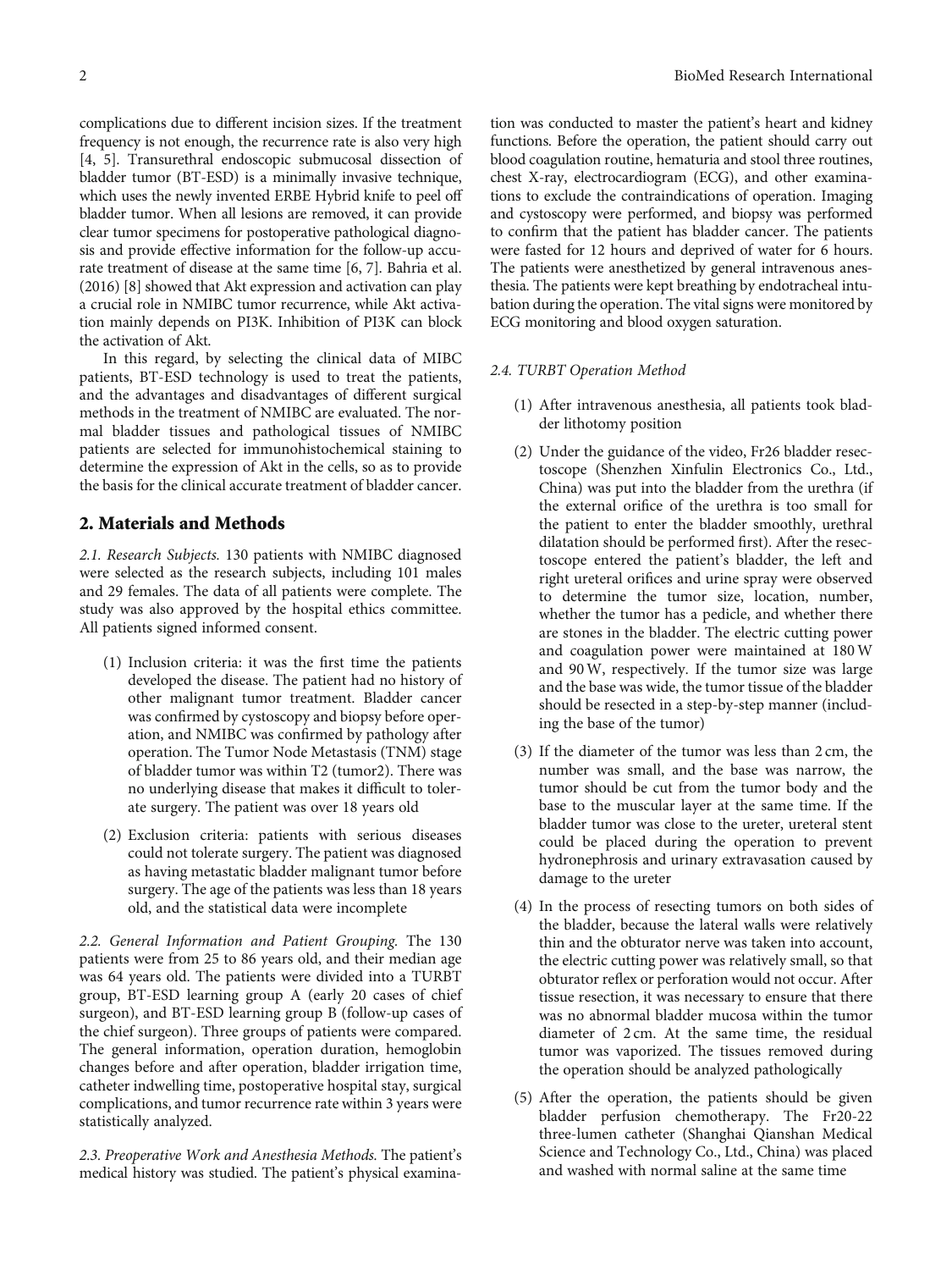complications due to different incision sizes. If the treatment frequency is not enough, the recurrence rate is also very high [4, 5]. Transurethral endoscopic submucosal dissection of bladder tumor (BT-ESD) is a minimally invasive technique, which uses the newly invented ERBE Hybrid knife to peel off bladder tumor. When all lesions are removed, it can provide clear tumor specimens for postoperative pathological diagnosis and provide effective information for the follow-up accurate treatment of disease at the same time [6, 7]. Bahria et al. (2016) [8] showed that Akt expression and activation can play a crucial role in NMIBC tumor recurrence, while Akt activation mainly depends on PI3K. Inhibition of PI3K can block the activation of Akt.

In this regard, by selecting the clinical data of MIBC patients, BT-ESD technology is used to treat the patients, and the advantages and disadvantages of different surgical methods in the treatment of NMIBC are evaluated. The normal bladder tissues and pathological tissues of NMIBC patients are selected for immunohistochemical staining to determine the expression of Akt in the cells, so as to provide the basis for the clinical accurate treatment of bladder cancer.

## 2. Materials and Methods

*2.1. Research Subjects.* 130 patients with NMIBC diagnosed were selected as the research subjects, including 101 males and 29 females. The data of all patients were complete. The study was also approved by the hospital ethics committee. All patients signed informed consent.

(1) Inclusion criteria: it was the first time the patients developed the disease. The patient had no history of other malignant tumor treatment. Bladder cancer was confirmed by cystoscopy and biopsy before operation, and NMIBC was confirmed by pathology after operation. The Tumor Node Metastasis (TNM) stage of bladder tumor was within T2 (tumor2). There was no underlying disease that makes it difficult to tolerate surgery. The patient was over 18 years old

(2) Exclusion criteria: patients with serious diseases could not tolerate surgery. The patient was diagnosed as having metastatic bladder malignant tumor before surgery. The age of the patients was less than 18 years old, and the statistical data were incomplete

*2.2. General Information and Patient Grouping.* The 130 patients were from 25 to 86 years old, and their median age was 64 years old. The patients were divided into a TURBT group, BT-ESD learning group A (early 20 cases of chief surgeon), and BT-ESD learning group B (follow-up cases of the chief surgeon). Three groups of patients were compared. The general information, operation duration, hemoglobin changes before and after operation, bladder irrigation time, catheter indwelling time, postoperative hospital stay, surgical complications, and tumor recurrence rate within 3 years were statistically analyzed.

*2.3. Preoperative Work and Anesthesia Methods.* The patient's medical history was studied. The patient's physical examination was conducted to master the patient's heart and kidney functions. Before the operation, the patient should carry out blood coagulation routine, hematuria and stool three routines, chest X-ray, electrocardiogram (ECG), and other examinations to exclude the contraindications of operation. Imaging and cystoscopy were performed, and biopsy was performed to confirm that the patient has bladder cancer. The patients were fasted for 12 hours and deprived of water for 6 hours. The patients were anesthetized by general intravenous anesthesia. The patients were kept breathing by endotracheal intubation during the operation. The vital signs were monitored by ECG monitoring and blood oxygen saturation.

*2.4. TURBT Operation Method*

(1) After intravenous anesthesia, all patients took bladder lithotomy position

(2) Under the guidance of the video, Fr26 bladder resectoscope (Shenzhen Xinfulin Electronics Co., Ltd., China) was put into the bladder from the urethra (if the external orifice of the urethra is too small for the patient to enter the bladder smoothly, urethral dilatation should be performed first). After the resectoscope entered the patient's bladder, the left and right ureteral orifices and urine spray were observed to determine the tumor size, location, number, whether the tumor has a pedicle, and whether there are stones in the bladder. The electric cutting power and coagulation power were maintained at 180 W and 90 W, respectively. If the tumor size was large and the base was wide, the tumor tissue of the bladder should be resected in a step-by-step manner (including the base of the tumor)

(3) If the diameter of the tumor was less than 2 cm, the number was small, and the base was narrow, the tumor should be cut from the tumor body and the base to the muscular layer at the same time. If the bladder tumor was close to the ureter, ureteral stent could be placed during the operation to prevent hydronephrosis and urinary extravasation caused by damage to the ureter

(4) In the process of resecting tumors on both sides of the bladder, because the lateral walls were relatively thin and the obturator nerve was taken into account, the electric cutting power was relatively small, so that obturator reflex or perforation would not occur. After tissue resection, it was necessary to ensure that there was no abnormal bladder mucosa within the tumor diameter of 2 cm. At the same time, the residual tumor was vaporized. The tissues removed during the operation should be analyzed pathologically

(5) After the operation, the patients should be given bladder perfusion chemotherapy. The Fr20-22 three-lumen catheter (Shanghai Qianshan Medical Science and Technology Co., Ltd., China) was placed and washed with normal saline at the same time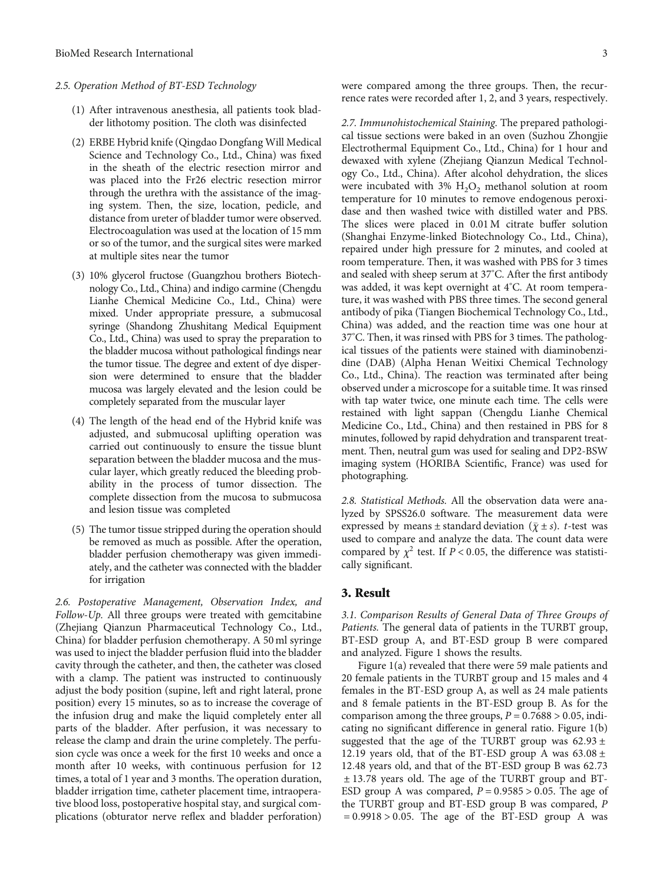### 2.5. Operation Method of BT-ESD Technology

(1) After intravenous anesthesia, all patients took bladder lithotomy position. The cloth was disinfected

(2) ERBE Hybrid knife (Qingdao Dongfang Will Medical Science and Technology Co., Ltd., China) was fixed in the sheath of the electric resection mirror and was placed into the Fr26 electric resection mirror through the urethra with the assistance of the imaging system. Then, the size, location, pedicle, and distance from ureter of bladder tumor were observed. Electrocoagulation was used at the location of 15 mm or so of the tumor, and the surgical sites were marked at multiple sites near the tumor

(3) 10% glycerol fructose (Guangzhou brothers Biotechnology Co., Ltd., China) and indigo carmine (Chengdu Lianhe Chemical Medicine Co., Ltd., China) were mixed. Under appropriate pressure, a submucosal syringe (Shandong Zhushitang Medical Equipment Co., Ltd., China) was used to spray the preparation to the bladder mucosa without pathological findings near the tumor tissue. The degree and extent of dye dispersion were determined to ensure that the bladder mucosa was largely elevated and the lesion could be completely separated from the muscular layer

(4) The length of the head end of the Hybrid knife was adjusted, and submucosal uplifting operation was carried out continuously to ensure the tissue blunt separation between the bladder mucosa and the muscular layer, which greatly reduced the bleeding probability in the process of tumor dissection. The complete dissection from the mucosa to submucosa and lesion tissue was completed

(5) The tumor tissue stripped during the operation should be removed as much as possible. After the operation, bladder perfusion chemotherapy was given immediately, and the catheter was connected with the bladder for irrigation

*2.6. Postoperative Management, Observation Index, and Follow-Up.* All three groups were treated with gemcitabine (Zhejiang Qianzun Pharmaceutical Technology Co., Ltd., China) for bladder perfusion chemotherapy. A 50 ml syringe was used to inject the bladder perfusion fluid into the bladder cavity through the catheter, and then, the catheter was closed with a clamp. The patient was instructed to continuously adjust the body position (supine, left and right lateral, prone position) every 15 minutes, so as to increase the coverage of the infusion drug and make the liquid completely enter all parts of the bladder. After perfusion, it was necessary to release the clamp and drain the urine completely. The perfusion cycle was once a week for the first 10 weeks and once a month after 10 weeks, with continuous perfusion for 12 times, a total of 1 year and 3 months. The operation duration, bladder irrigation time, catheter placement time, intraoperative blood loss, postoperative hospital stay, and surgical complications (obturator nerve reflex and bladder perforation) were compared among the three groups. Then, the recurrence rates were recorded after 1, 2, and 3 years, respectively.

*2.7. Immunohistochemical Staining.* The prepared pathological tissue sections were baked in an oven (Suzhou Zhongjie Electrothermal Equipment Co., Ltd., China) for 1 hour and dewaxed with xylene (Zhejiang Qianzun Medical Technology Co., Ltd., China). After alcohol dehydration, the slices were incubated with 3% $H_2O_2$ methanol solution at room temperature for 10 minutes to remove endogenous peroxidase and then washed twice with distilled water and PBS. The slices were placed in 0.01 M citrate buffer solution (Shanghai Enzyme-linked Biotechnology Co., Ltd., China), repaired under high pressure for 2 minutes, and cooled at room temperature. Then, it was washed with PBS for 3 times and sealed with sheep serum at 37°C. After the first antibody was added, it was kept overnight at 4°C. At room temperature, it was washed with PBS three times. The second general antibody of pika (Tiangen Biochemical Technology Co., Ltd., China) was added, and the reaction time was one hour at 37°C. Then, it was rinsed with PBS for 3 times. The pathological tissues of the patients were stained with diaminobenzidine (DAB) (Alpha Henan Weitixi Chemical Technology Co., Ltd., China). The reaction was terminated after being observed under a microscope for a suitable time. It was rinsed with tap water twice, one minute each time. The cells were restained with light sappan (Chengdu Lianhe Chemical Medicine Co., Ltd., China) and then restained in PBS for 8 minutes, followed by rapid dehydration and transparent treatment. Then, neutral gum was used for sealing and DP2-BSW imaging system (HORIBA Scientific, France) was used for photographing.

*2.8. Statistical Methods.* All the observation data were analyzed by SPSS26.0 software. The measurement data were expressed by means ± standard deviation ($\bar{\chi} \pm s$). $t$-test was used to compare and analyze the data. The count data were compared by $\chi^2$ test. If $P < 0.05$, the difference was statistically significant.

## 3. Result

*3.1. Comparison Results of General Data of Three Groups of Patients.* The general data of patients in the TURBT group, BT-ESD group A, and BT-ESD group B were compared and analyzed. Figure 1 shows the results.

Figure 1(a) revealed that there were 59 male patients and 20 female patients in the TURBT group and 15 males and 4 females in the BT-ESD group A, as well as 24 male patients and 8 female patients in the BT-ESD group B. As for the comparison among the three groups, $P = 0.7688 > 0.05$, indicating no significant difference in general ratio. Figure 1(b) suggested that the age of the TURBT group was $62.93 \pm 12.19$ years old, that of the BT-ESD group A was $63.08 \pm 12.48$ years old, and that of the BT-ESD group B was $62.73 \pm 13.78$ years old. The age of the TURBT group and BT-ESD group A was compared, $P = 0.9585 > 0.05$. The age of the TURBT group and BT-ESD group B was compared, $P = 0.9918 > 0.05$. The age of the BT-ESD group A was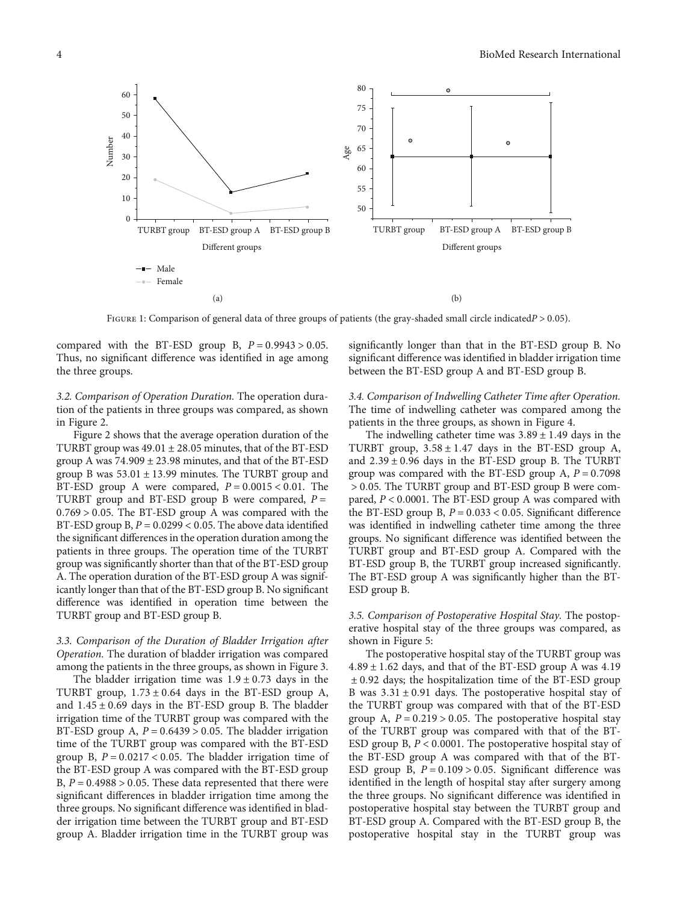Figure 1: Comparison of general data of three groups of patients (the gray-shaded small circle indicated $P > 0.05$).

compared with the BT-ESD group B, $P = 0.9943 > 0.05$. Thus, no significant difference was identified in age among the three groups.

*3.2. Comparison of Operation Duration.* The operation duration of the patients in three groups was compared, as shown in Figure 2.

Figure 2 shows that the average operation duration of the TURBT group was $49.01 \pm 28.05$ minutes, that of the BT-ESD group A was $74.909 \pm 23.98$ minutes, and that of the BT-ESD group B was $53.01 \pm 13.99$ minutes. The TURBT group and BT-ESD group A were compared, $P = 0.0015 < 0.01$. The TURBT group and BT-ESD group B were compared, $P = 0.769 > 0.05$. The BT-ESD group A was compared with the BT-ESD group B, $P = 0.0299 < 0.05$. The above data identified the significant differences in the operation duration among the patients in three groups. The operation time of the TURBT group was significantly shorter than that of the BT-ESD group A. The operation duration of the BT-ESD group A was significantly longer than that of the BT-ESD group B. No significant difference was identified in operation time between the TURBT group and BT-ESD group B.

*3.3. Comparison of the Duration of Bladder Irrigation after Operation.* The duration of bladder irrigation was compared among the patients in the three groups, as shown in Figure 3.

The bladder irrigation time was $1.9 \pm 0.73$ days in the TURBT group, $1.73 \pm 0.64$ days in the BT-ESD group A, and $1.45 \pm 0.69$ days in the BT-ESD group B. The bladder irrigation time of the TURBT group was compared with the BT-ESD group A, $P = 0.6439 > 0.05$. The bladder irrigation time of the TURBT group was compared with the BT-ESD group B, $P = 0.0217 < 0.05$. The bladder irrigation time of the BT-ESD group A was compared with the BT-ESD group B, $P = 0.4988 > 0.05$. These data represented that there were significant differences in bladder irrigation time among the three groups. No significant difference was identified in bladder irrigation time between the TURBT group and BT-ESD group A. Bladder irrigation time in the TURBT group was significantly longer than that in the BT-ESD group B. No significant difference was identified in bladder irrigation time between the BT-ESD group A and BT-ESD group B.

*3.4. Comparison of Indwelling Catheter Time after Operation.* The time of indwelling catheter was compared among the patients in the three groups, as shown in Figure 4.

The indwelling catheter time was $3.89 \pm 1.49$ days in the TURBT group, $3.58 \pm 1.47$ days in the BT-ESD group A, and $2.39 \pm 0.96$ days in the BT-ESD group B. The TURBT group was compared with the BT-ESD group A, $P = 0.7098 > 0.05$. The TURBT group and BT-ESD group B were compared, $P < 0.0001$. The BT-ESD group A was compared with the BT-ESD group B, $P = 0.033 < 0.05$. Significant difference was identified in indwelling catheter time among the three groups. No significant difference was identified between the TURBT group and BT-ESD group A. Compared with the BT-ESD group B, the TURBT group increased significantly. The BT-ESD group A was significantly higher than the BT-ESD group B.

*3.5. Comparison of Postoperative Hospital Stay.* The postoperative hospital stay of the three groups was compared, as shown in Figure 5:

The postoperative hospital stay of the TURBT group was $4.89 \pm 1.62$ days, and that of the BT-ESD group A was $4.19 \pm 0.92$ days; the hospitalization time of the BT-ESD group B was $3.31 \pm 0.91$ days. The postoperative hospital stay of the TURBT group was compared with that of the BT-ESD group A, $P = 0.219 > 0.05$. The postoperative hospital stay of the TURBT group was compared with that of the BT-ESD group B, $P < 0.0001$. The postoperative hospital stay of the BT-ESD group A was compared with that of the BT-ESD group B, $P = 0.109 > 0.05$. Significant difference was identified in the length of hospital stay after surgery among the three groups. No significant difference was identified in postoperative hospital stay between the TURBT group and BT-ESD group A. Compared with the BT-ESD group B, the postoperative hospital stay in the TURBT group was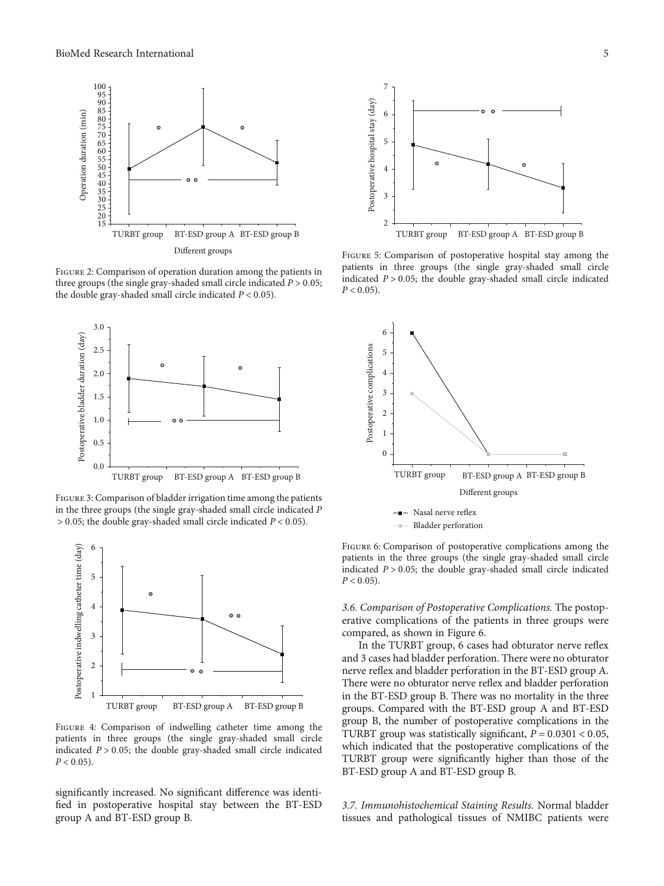Figure 2: Comparison of operation duration among the patients in three groups (the single gray-shaded small circle indicated $P > 0.05$; the double gray-shaded small circle indicated $P < 0.05$).

Figure 3: Comparison of bladder irrigation time among the patients in the three groups (the single gray-shaded small circle indicated $P > 0.05$; the double gray-shaded small circle indicated $P < 0.05$).

Figure 4: Comparison of indwelling catheter time among the patients in three groups (the single gray-shaded small circle indicated $P > 0.05$; the double gray-shaded small circle indicated $P < 0.05$).

significantly increased. No significant difference was identified in postoperative hospital stay between the BT-ESD group A and BT-ESD group B.

Figure 5: Comparison of postoperative hospital stay among the patients in three groups (the single gray-shaded small circle indicated $P > 0.05$; the double gray-shaded small circle indicated $P < 0.05$).

Figure 6: Comparison of postoperative complications among the patients in the three groups (the single gray-shaded small circle indicated $P > 0.05$; the double gray-shaded small circle indicated $P < 0.05$).

*3.6. Comparison of Postoperative Complications.* The postoperative complications of the patients in three groups were compared, as shown in Figure 6.

In the TURBT group, 6 cases had obturator nerve reflex and 3 cases had bladder perforation. There were no obturator nerve reflex and bladder perforation in the BT-ESD group A. There were no obturator nerve reflex and bladder perforation in the BT-ESD group B. There was no mortality in the three groups. Compared with the BT-ESD group A and BT-ESD group B, the number of postoperative complications in the TURBT group was statistically significant, $P = 0.0301 < 0.05$, which indicated that the postoperative complications of the TURBT group were significantly higher than those of the BT-ESD group A and BT-ESD group B.

*3.7. Immunohistochemical Staining Results.* Normal bladder tissues and pathological tissues of NMIBC patients were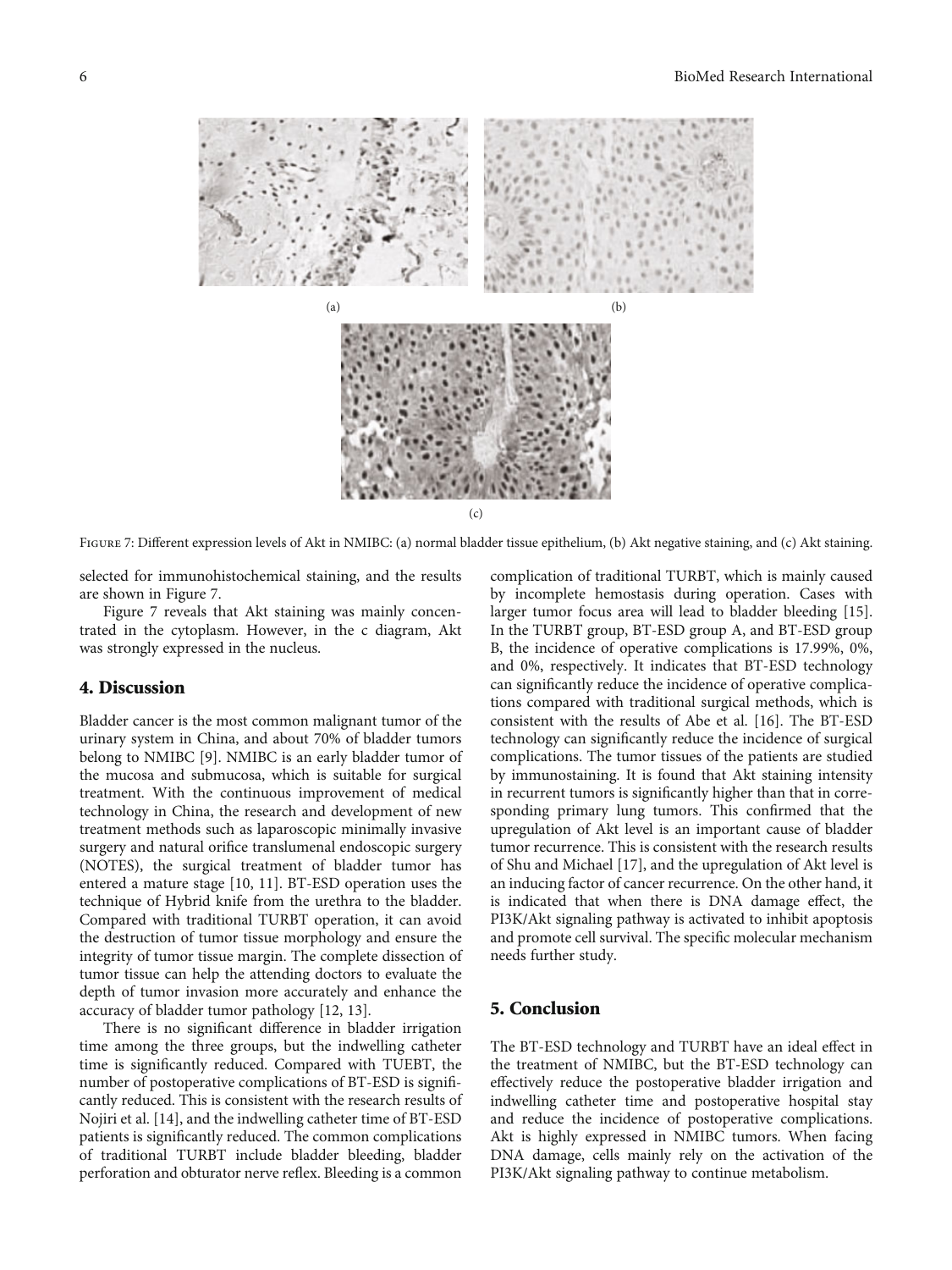(a)

(b)

(c)

Figure 7: Different expression levels of Akt in NMIBC: (a) normal bladder tissue epithelium, (b) Akt negative staining, and (c) Akt staining.

selected for immunohistochemical staining, and the results are shown in Figure 7.

Figure 7 reveals that Akt staining was mainly concentrated in the cytoplasm. However, in the c diagram, Akt was strongly expressed in the nucleus.

## 4. Discussion

Bladder cancer is the most common malignant tumor of the urinary system in China, and about 70% of bladder tumors belong to NMIBC [9]. NMIBC is an early bladder tumor of the mucosa and submucosa, which is suitable for surgical treatment. With the continuous improvement of medical technology in China, the research and development of new treatment methods such as laparoscopic minimally invasive surgery and natural orifice translumenal endoscopic surgery (NOTES), the surgical treatment of bladder tumor has entered a mature stage [10, 11]. BT-ESD operation uses the technique of Hybrid knife from the urethra to the bladder. Compared with traditional TURBT operation, it can avoid the destruction of tumor tissue morphology and ensure the integrity of tumor tissue margin. The complete dissection of tumor tissue can help the attending doctors to evaluate the depth of tumor invasion more accurately and enhance the accuracy of bladder tumor pathology [12, 13].

There is no significant difference in bladder irrigation time among the three groups, but the indwelling catheter time is significantly reduced. Compared with TUEBT, the number of postoperative complications of BT-ESD is significantly reduced. This is consistent with the research results of Nojiri et al. [14], and the indwelling catheter time of BT-ESD patients is significantly reduced. The common complications of traditional TURBT include bladder bleeding, bladder perforation and obturator nerve reflex. Bleeding is a common complication of traditional TURBT, which is mainly caused by incomplete hemostasis during operation. Cases with larger tumor focus area will lead to bladder bleeding [15]. In the TURBT group, BT-ESD group A, and BT-ESD group B, the incidence of operative complications is 17.99%, 0%, and 0%, respectively. It indicates that BT-ESD technology can significantly reduce the incidence of operative complications compared with traditional surgical methods, which is consistent with the results of Abe et al. [16]. The BT-ESD technology can significantly reduce the incidence of surgical complications. The tumor tissues of the patients are studied by immunostaining. It is found that Akt staining intensity in recurrent tumors is significantly higher than that in corresponding primary lung tumors. This confirmed that the upregulation of Akt level is an important cause of bladder tumor recurrence. This is consistent with the research results of Shu and Michael [17], and the upregulation of Akt level is an inducing factor of cancer recurrence. On the other hand, it is indicated that when there is DNA damage effect, the PI3K/Akt signaling pathway is activated to inhibit apoptosis and promote cell survival. The specific molecular mechanism needs further study.

## 5. Conclusion

The BT-ESD technology and TURBT have an ideal effect in the treatment of NMIBC, but the BT-ESD technology can effectively reduce the postoperative bladder irrigation and indwelling catheter time and postoperative hospital stay and reduce the incidence of postoperative complications. Akt is highly expressed in NMIBC tumors. When facing DNA damage, cells mainly rely on the activation of the PI3K/Akt signaling pathway to continue metabolism.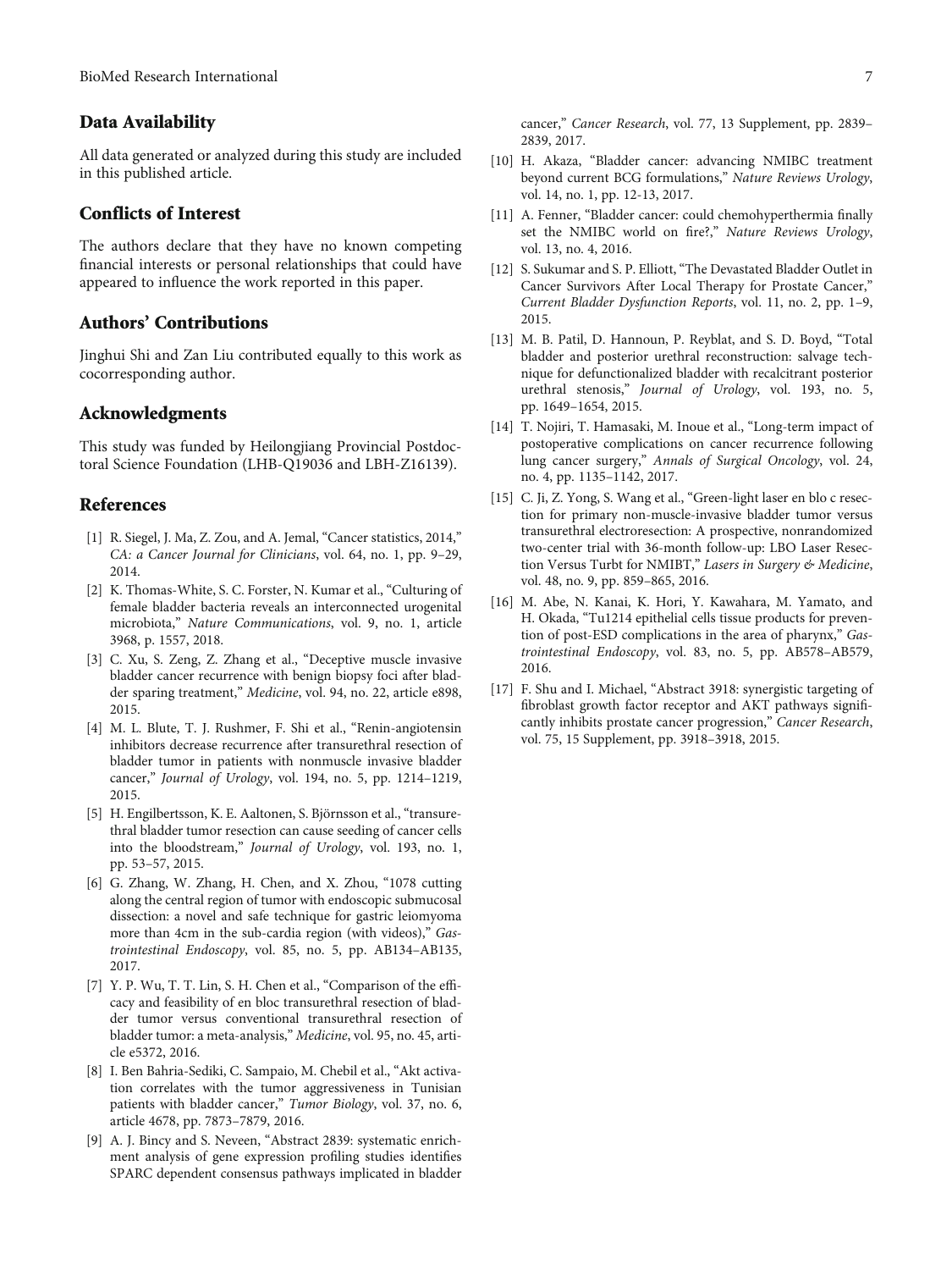## Data Availability

All data generated or analyzed during this study are included in this published article.

## Conflicts of Interest

The authors declare that they have no known competing financial interests or personal relationships that could have appeared to influence the work reported in this paper.

## Authors' Contributions

Jinghui Shi and Zan Liu contributed equally to this work as cocorresponding author.

## Acknowledgments

This study was funded by Heilongjiang Provincial Postdoctoral Science Foundation (LHB-Q19036 and LBH-Z16139).

## References

[1] R. Siegel, J. Ma, Z. Zou, and A. Jemal, "Cancer statistics, 2014," *CA: a Cancer Journal for Clinicians*, vol. 64, no. 1, pp. 9–29, 2014.

[2] K. Thomas-White, S. C. Forster, N. Kumar et al., "Culturing of female bladder bacteria reveals an interconnected urogenital microbiota," *Nature Communications*, vol. 9, no. 1, article 3968, p. 1557, 2018.

[3] C. Xu, S. Zeng, Z. Zhang et al., "Deceptive muscle invasive bladder cancer recurrence with benign biopsy foci after bladder sparing treatment," *Medicine*, vol. 94, no. 22, article e898, 2015.

[4] M. L. Blute, T. J. Rushmer, F. Shi et al., "Renin-angiotensin inhibitors decrease recurrence after transurethral resection of bladder tumor in patients with nonmuscle invasive bladder cancer," *Journal of Urology*, vol. 194, no. 5, pp. 1214–1219, 2015.

[5] H. Engilbertsson, K. E. Aaltonen, S. Björnsson et al., "transurethral bladder tumor resection can cause seeding of cancer cells into the bloodstream," *Journal of Urology*, vol. 193, no. 1, pp. 53–57, 2015.

[6] G. Zhang, W. Zhang, H. Chen, and X. Zhou, "1078 cutting along the central region of tumor with endoscopic submucosal dissection: a novel and safe technique for gastric leiomyoma more than 4cm in the sub-cardia region (with videos)," *Gastrointestinal Endoscopy*, vol. 85, no. 5, pp. AB134–AB135, 2017.

[7] Y. P. Wu, T. T. Lin, S. H. Chen et al., "Comparison of the efficacy and feasibility of en bloc transurethral resection of bladder tumor versus conventional transurethral resection of bladder tumor: a meta-analysis," *Medicine*, vol. 95, no. 45, article e5372, 2016.

[8] I. Ben Bahria-Sediki, C. Sampaio, M. Chebil et al., "Akt activation correlates with the tumor aggressiveness in Tunisian patients with bladder cancer," *Tumor Biology*, vol. 37, no. 6, article 4678, pp. 7873–7879, 2016.

[9] A. J. Bincy and S. Neveen, "Abstract 2839: systematic enrichment analysis of gene expression profiling studies identifies SPARC dependent consensus pathways implicated in bladder cancer," *Cancer Research*, vol. 77, 13 Supplement, pp. 2839–2839, 2017.

[10] H. Akaza, "Bladder cancer: advancing NMIBC treatment beyond current BCG formulations," *Nature Reviews Urology*, vol. 14, no. 1, pp. 12-13, 2017.

[11] A. Fenner, "Bladder cancer: could chemohyperthermia finally set the NMIBC world on fire?," *Nature Reviews Urology*, vol. 13, no. 4, 2016.

[12] S. Sukumar and S. P. Elliott, "The Devastated Bladder Outlet in Cancer Survivors After Local Therapy for Prostate Cancer," *Current Bladder Dysfunction Reports*, vol. 11, no. 2, pp. 1–9, 2015.

[13] M. B. Patil, D. Hannoun, P. Reyblat, and S. D. Boyd, "Total bladder and posterior urethral reconstruction: salvage technique for defunctionalized bladder with recalcitrant posterior urethral stenosis," *Journal of Urology*, vol. 193, no. 5, pp. 1649–1654, 2015.

[14] T. Nojiri, T. Hamasaki, M. Inoue et al., "Long-term impact of postoperative complications on cancer recurrence following lung cancer surgery," *Annals of Surgical Oncology*, vol. 24, no. 4, pp. 1135–1142, 2017.

[15] C. Ji, Z. Yong, S. Wang et al., "Green-light laser en blo c resection for primary non-muscle-invasive bladder tumor versus transurethral electroresection: A prospective, nonrandomized two-center trial with 36-month follow-up: LBO Laser Resection Versus Turbt for NMIBT," *Lasers in Surgery & Medicine*, vol. 48, no. 9, pp. 859–865, 2016.

[16] M. Abe, N. Kanai, K. Hori, Y. Kawahara, M. Yamato, and H. Okada, "Tu1214 epithelial cells tissue products for prevention of post-ESD complications in the area of pharynx," *Gastrointestinal Endoscopy*, vol. 83, no. 5, pp. AB578–AB579, 2016.

[17] F. Shu and I. Michael, "Abstract 3918: synergistic targeting of fibroblast growth factor receptor and AKT pathways significantly inhibits prostate cancer progression," *Cancer Research*, vol. 75, 15 Supplement, pp. 3918–3918, 2015.